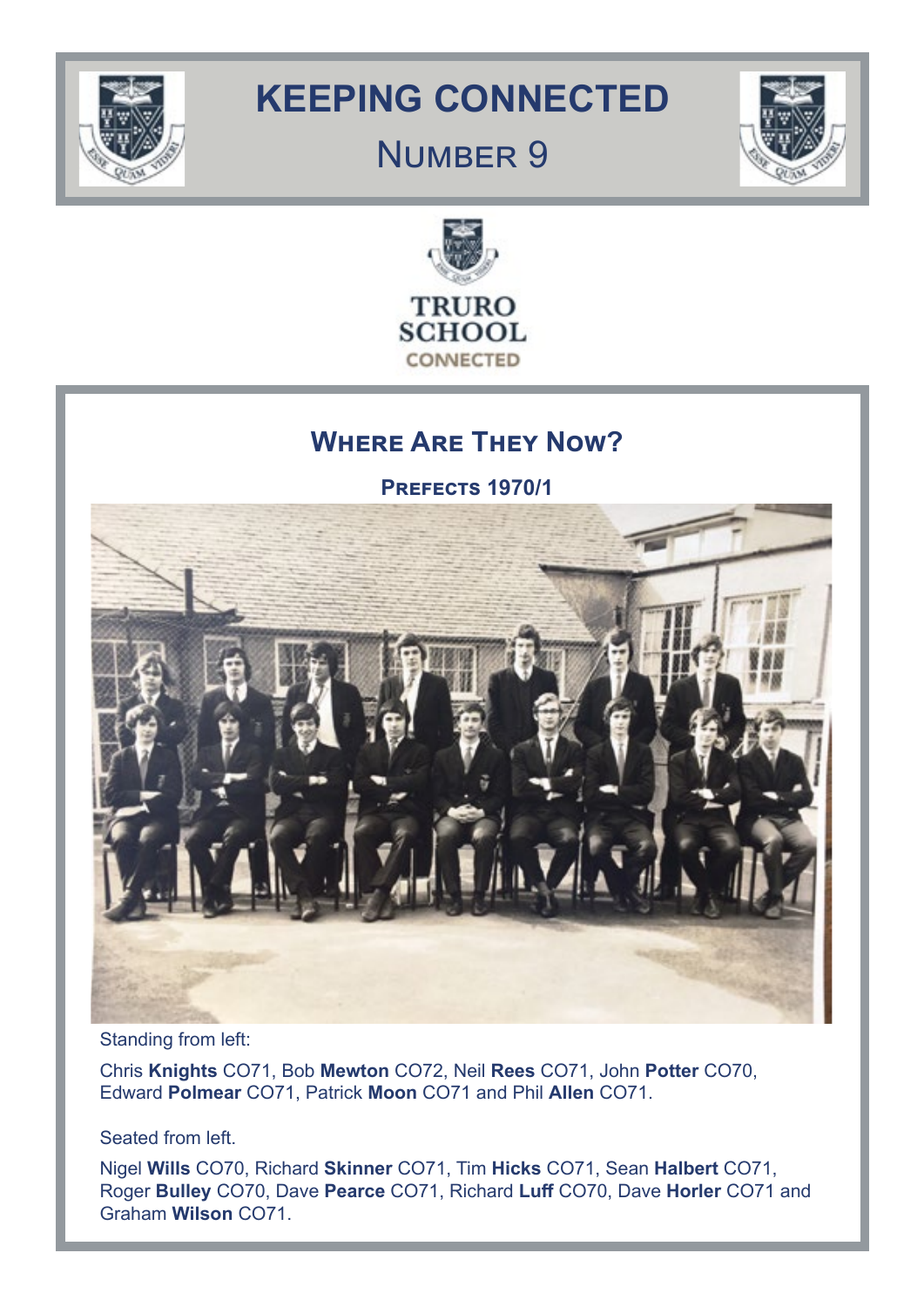# KEEPING CONNECTED

## Number 9

TRURO SCHOOL CONNECTED

## Where Are They Now?

### Prefects 1970/1

Standing from left:

Chris **Knights** CO71, Bob **Mewton** CO72, Neil **Rees** CO71, John **Potter** CO70, Edward **Polmear** CO71, Patrick **Moon** CO71 and Phil **Allen** CO71.

Seated from left.

Nigel **Wills** CO70, Richard **Skinner** CO71, Tim **Hicks** CO71, Sean **Halbert** CO71, Roger **Bulley** CO70, Dave **Pearce** CO71, Richard **Luff** CO70, Dave **Horler** CO71 and Graham **Wilson** CO71.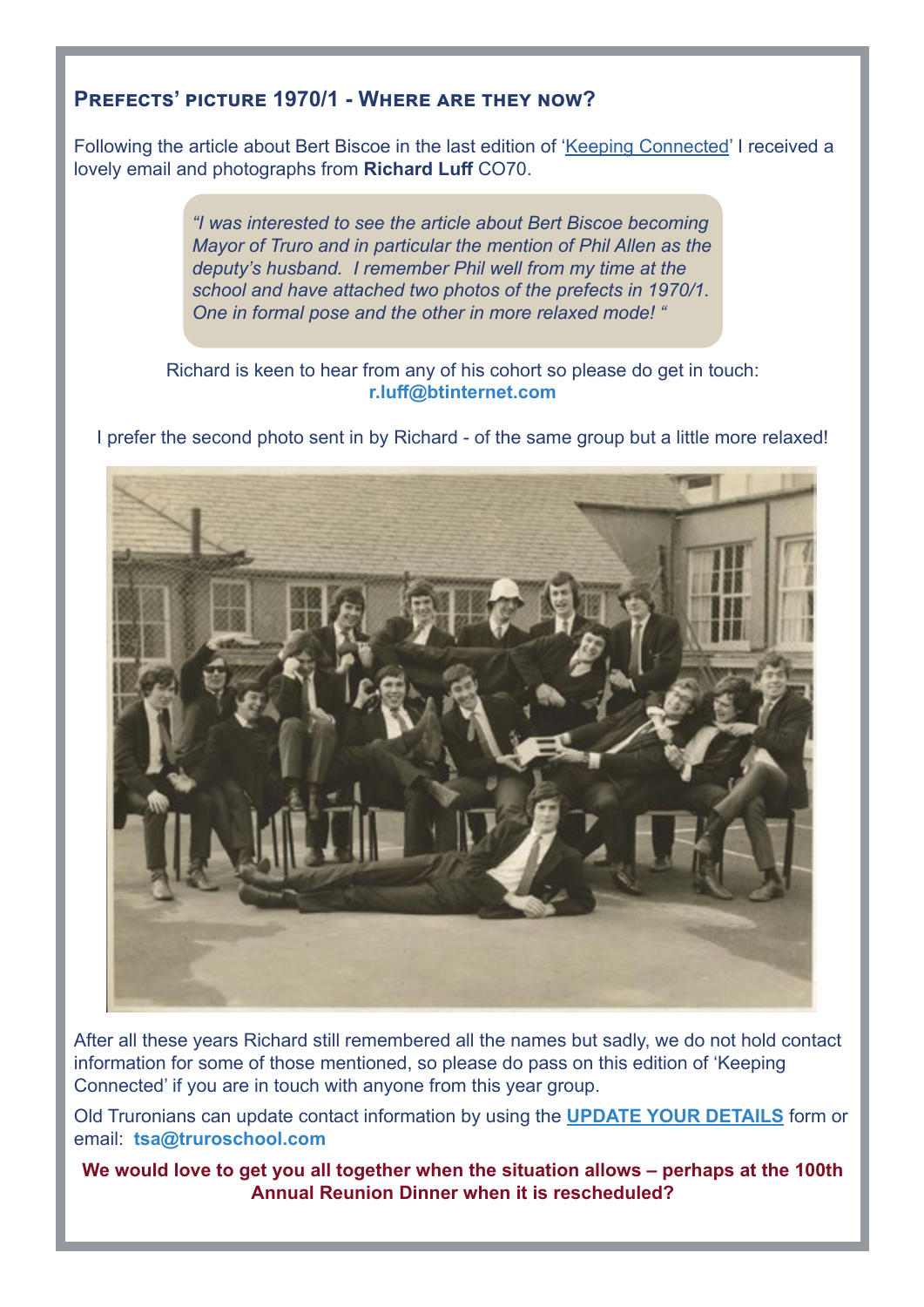## Prefects' picture 1970/1 - Where are they now?

Following the article about Bert Biscoe in the last edition of 'Keeping Connected' I received a lovely email and photographs from **Richard Luff** CO70.

> *"I was interested to see the article about Bert Biscoe becoming Mayor of Truro and in particular the mention of Phil Allen as the deputy's husband. I remember Phil well from my time at the school and have attached two photos of the prefects in 1970/1. One in formal pose and the other in more relaxed mode! "*

Richard is keen to hear from any of his cohort so please do get in touch: **r.luff@btinternet.com**

I prefer the second photo sent in by Richard - of the same group but a little more relaxed!

After all these years Richard still remembered all the names but sadly, we do not hold contact information for some of those mentioned, so please do pass on this edition of 'Keeping Connected' if you are in touch with anyone from this year group.

Old Truronians can update contact information by using the **UPDATE YOUR DETAILS** form or email: **tsa@truroschool.com**

**We would love to get you all together when the situation allows – perhaps at the 100th Annual Reunion Dinner when it is rescheduled?**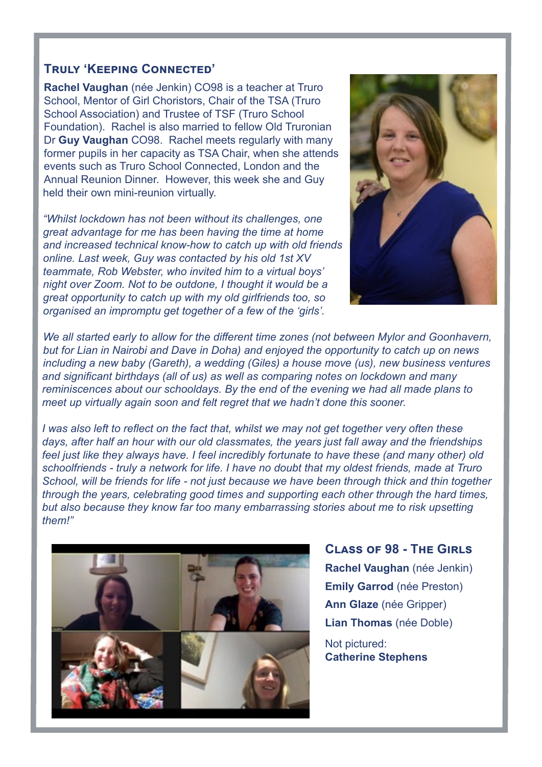## Truly 'Keeping Connected'

**Rachel Vaughan** (née Jenkin) CO98 is a teacher at Truro School, Mentor of Girl Choristors, Chair of the TSA (Truro School Association) and Trustee of TSF (Truro School Foundation). Rachel is also married to fellow Old Truronian Dr **Guy Vaughan** CO98. Rachel meets regularly with many former pupils in her capacity as TSA Chair, when she attends events such as Truro School Connected, London and the Annual Reunion Dinner. However, this week she and Guy held their own mini-reunion virtually.

*"Whilst lockdown has not been without its challenges, one great advantage for me has been having the time at home and increased technical know-how to catch up with old friends online. Last week, Guy was contacted by his old 1st XV teammate, Rob Webster, who invited him to a virtual boys' night over Zoom. Not to be outdone, I thought it would be a great opportunity to catch up with my old girlfriends too, so organised an impromptu get together of a few of the 'girls'.*

*We all started early to allow for the different time zones (not between Mylor and Goonhaven, but for Lian in Nairobi and Dave in Doha) and enjoyed the opportunity to catch up on news including a new baby (Gareth), a wedding (Giles) a house move (us), new business ventures and significant birthdays (all of us) as well as comparing notes on lockdown and many reminiscences about our schooldays. By the end of the evening we had all made plans to meet up virtually again soon and felt regret that we hadn't done this sooner.*

*I was also left to reflect on the fact that, whilst we may not get together very often these days, after half an hour with our old classmates, the years just fall away and the friendships feel just like they always have. I feel incredibly fortunate to have these (and many other) old schoolfriends - truly a network for life. I have no doubt that my oldest friends, made at Truro School, will be friends for life - not just because we have been through thick and thin together through the years, celebrating good times and supporting each other through the hard times, but also because they know far too many embarrassing stories about me to risk upsetting them!"*

### Class of 98 - The Girls

**Rachel Vaughan** (née Jenkin)
**Emily Garrod** (née Preston)
**Ann Glaze** (née Gripper)
**Lian Thomas** (née Doble)

Not pictured:
**Catherine Stephens**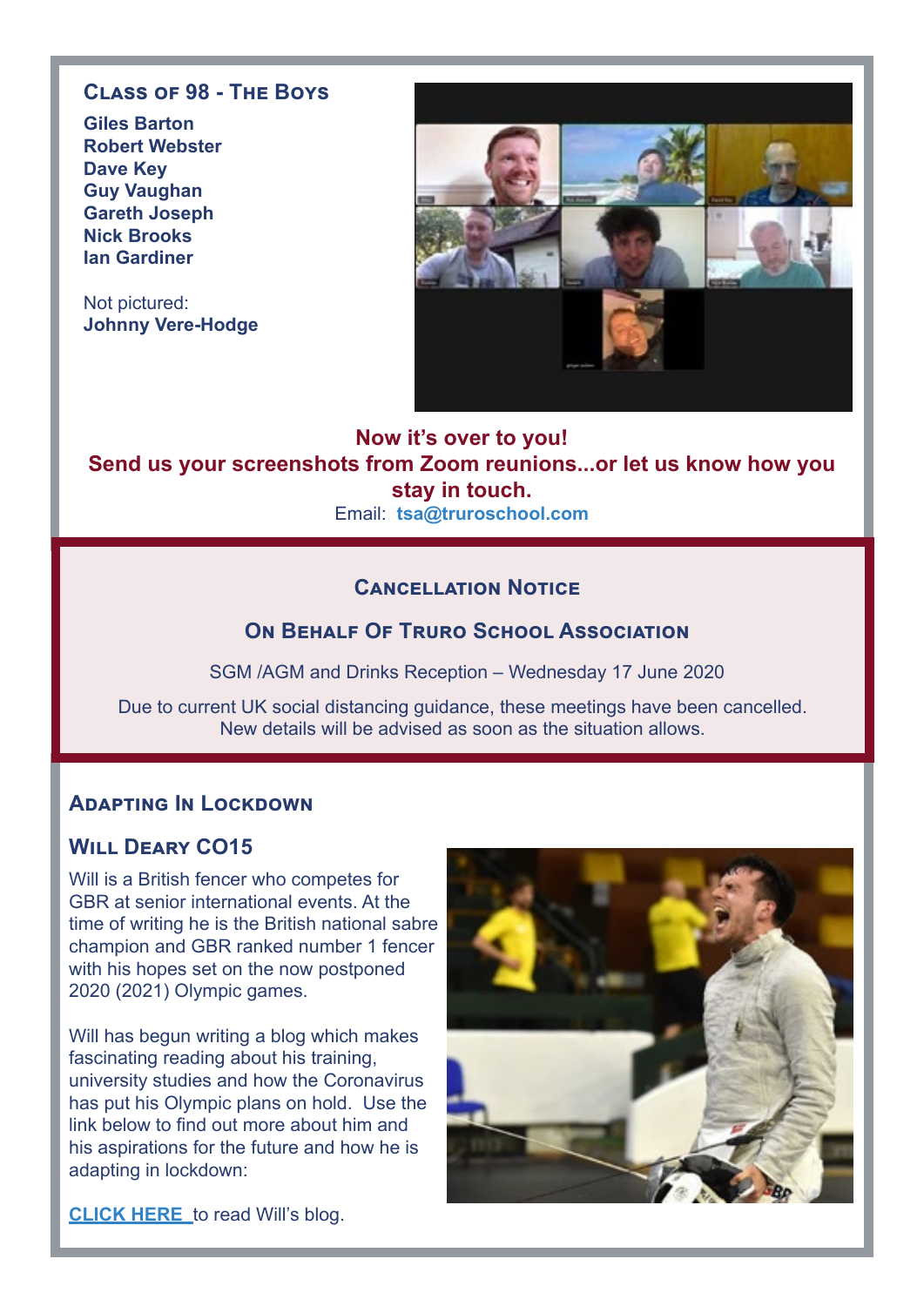## Class of 98 - The Boys

**Giles Barton**
**Robert Webster**
**Dave Key**
**Guy Vaughan**
**Gareth Joseph**
**Nick Brooks**
**Ian Gardiner**

Not pictured:
**Johnny Vere-Hodge**

**Now it's over to you!**
**Send us your screenshots from Zoom reunions...or let us know how you stay in touch.**
Email: **tsa@truroschool.com**

## Cancellation Notice

## On Behalf Of Truro School Association

SGM /AGM and Drinks Reception – Wednesday 17 June 2020

Due to current UK social distancing guidance, these meetings have been cancelled. New details will be advised as soon as the situation allows.

## Adapting In Lockdown

### Will Deary CO15

Will is a British fencer who competes for GBR at senior international events. At the time of writing he is the British national sabre champion and GBR ranked number 1 fencer with his hopes set on the now postponed 2020 (2021) Olympic games.

Will has begun writing a blog which makes fascinating reading about his training, university studies and how the Coronavirus has put his Olympic plans on hold. Use the link below to find out more about him and his aspirations for the future and how he is adapting in lockdown:

**CLICK HERE** to read Will's blog.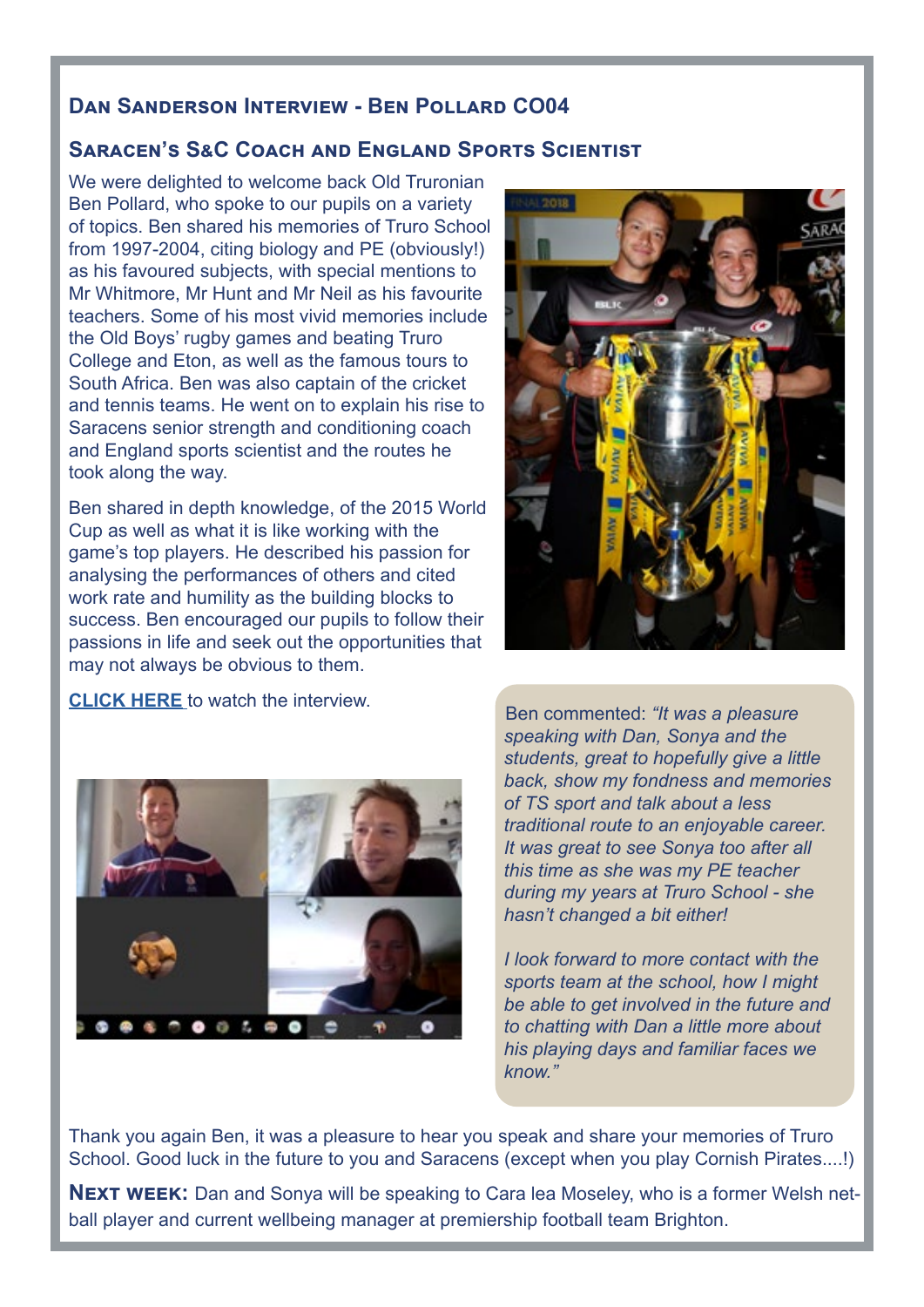## Dan Sanderson Interview - Ben Pollard CO04

### Saracen's S&C Coach and England Sports Scientist

We were delighted to welcome back Old Truronian Ben Pollard, who spoke to our pupils on a variety of topics. Ben shared his memories of Truro School from 1997-2004, citing biology and PE (obviously!) as his favoured subjects, with special mentions to Mr Whitmore, Mr Hunt and Mr Neil as his favourite teachers. Some of his most vivid memories include the Old Boys' rugby games and beating Truro College and Eton, as well as the famous tours to South Africa. Ben was also captain of the cricket and tennis teams. He went on to explain his rise to Saracens senior strength and conditioning coach and England sports scientist and the routes he took along the way.

Ben shared in depth knowledge, of the 2015 World Cup as well as what it is like working with the game's top players. He described his passion for analysing the performances of others and cited work rate and humility as the building blocks to success. Ben encouraged our pupils to follow their passions in life and seek out the opportunities that may not always be obvious to them.

**CLICK HERE** to watch the interview.

Ben commented: *"It was a pleasure speaking with Dan, Sonya and the students, great to hopefully give a little back, show my fondness and memories of TS sport and talk about a less traditional route to an enjoyable career. It was great to see Sonya too after all this time as she was my PE teacher during my years at Truro School - she hasn't changed a bit either!*

*I look forward to more contact with the sports team at the school, how I might be able to get involved in the future and to chatting with Dan a little more about his playing days and familiar faces we know."*

Thank you again Ben, it was a pleasure to hear you speak and share your memories of Truro School. Good luck in the future to you and Saracens (except when you play Cornish Pirates....!)

**Next week:** Dan and Sonya will be speaking to Cara lea Moseley, who is a former Welsh netball player and current wellbeing manager at premiership football team Brighton.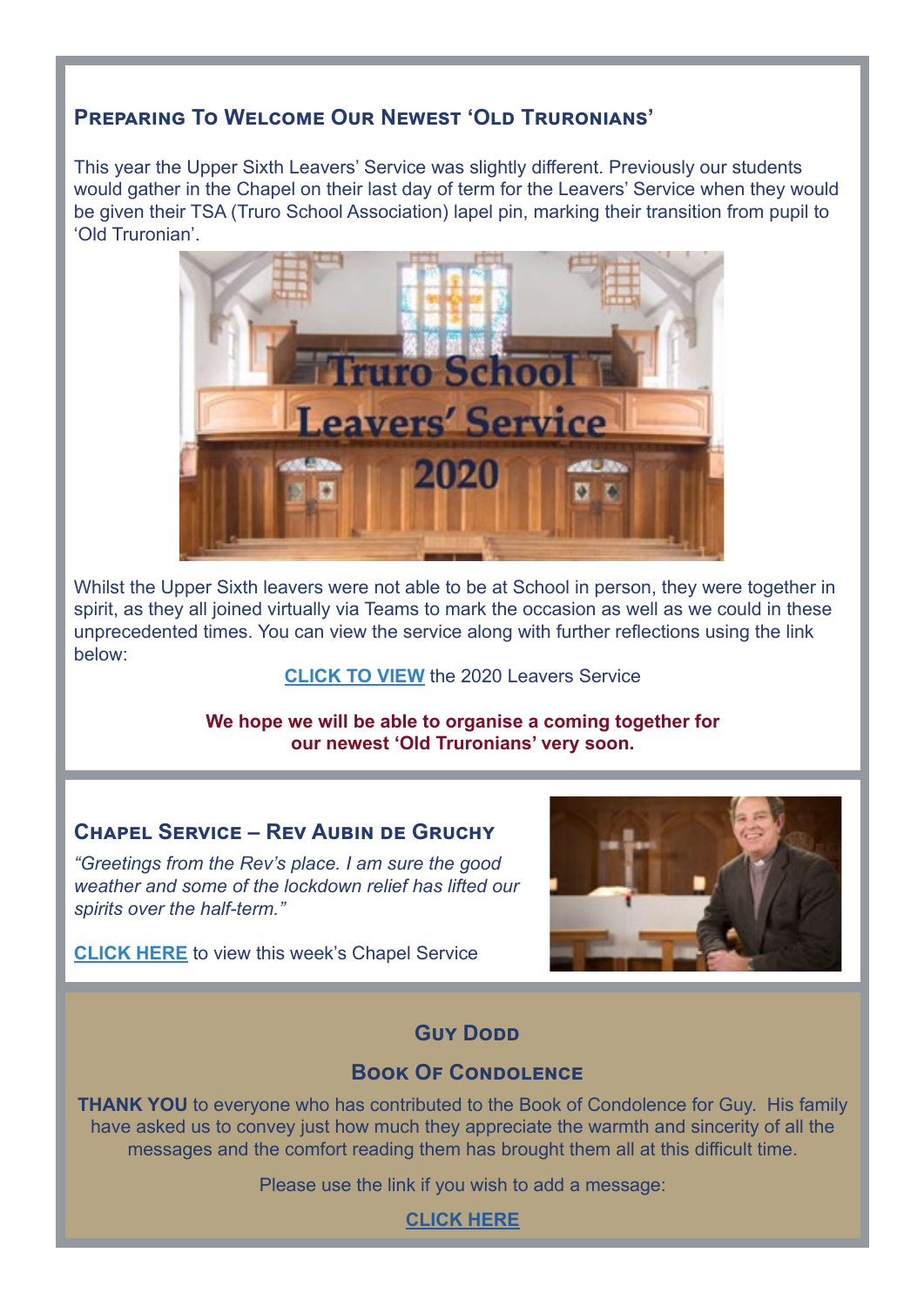## Preparing To Welcome Our Newest 'Old Truronians'

This year the Upper Sixth Leavers' Service was slightly different. Previously our students would gather in the Chapel on their last day of term for the Leavers' Service when they would be given their TSA (Truro School Association) lapel pin, marking their transition from pupil to 'Old Truronian'.

Whilst the Upper Sixth leavers were not able to be at School in person, they were together in spirit, as they all joined virtually via Teams to mark the occasion as well as we could in these unprecedented times. You can view the service along with further reflections using the link below:

**CLICK TO VIEW** the 2020 Leavers Service

**We hope we will be able to organise a coming together for our newest 'Old Truronians' very soon.**

## Chapel Service – Rev Aubin de Gruchy

*"Greetings from the Rev's place. I am sure the good weather and some of the lockdown relief has lifted our spirits over the half-term."*

**CLICK HERE** to view this week's Chapel Service

## Guy Dodd

### Book Of Condolence

**THANK YOU** to everyone who has contributed to the Book of Condolence for Guy. His family have asked us to convey just how much they appreciate the warmth and sincerity of all the messages and the comfort reading them has brought them all at this difficult time.

Please use the link if you wish to add a message:

**CLICK HERE**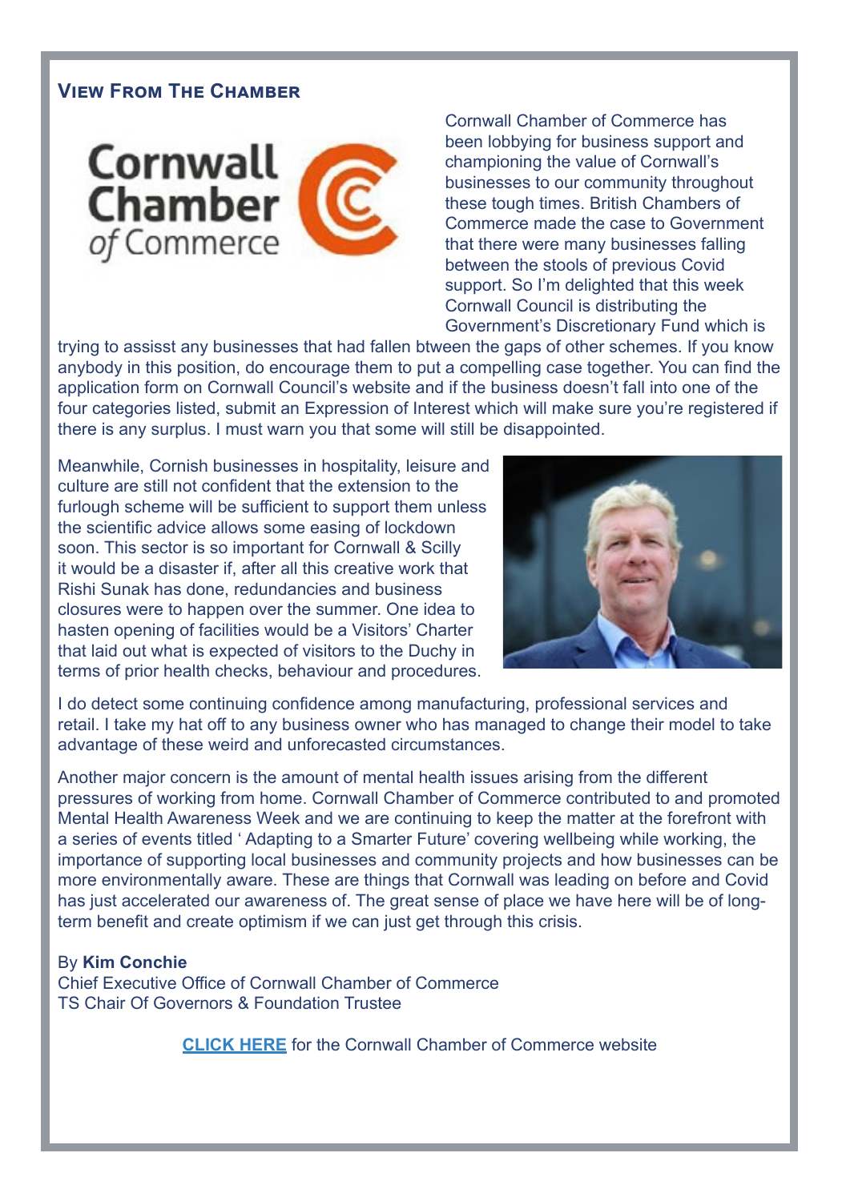## View From The Chamber

Cornwall Chamber of Commerce has been lobbying for business support and championing the value of Cornwall's businesses to our community throughout these tough times. British Chambers of Commerce made the case to Government that there were many businesses falling between the stools of previous Covid support. So I'm delighted that this week Cornwall Council is distributing the Government's Discretionary Fund which is trying to assisst any businesses that had fallen btween the gaps of other schemes. If you know anybody in this position, do encourage them to put a compelling case together. You can find the application form on Cornwall Council's website and if the business doesn't fall into one of the four categories listed, submit an Expression of Interest which will make sure you're registered if there is any surplus. I must warn you that some will still be disappointed.

Meanwhile, Cornish businesses in hospitality, leisure and culture are still not confident that the extension to the furlough scheme will be sufficient to support them unless the scientific advice allows some easing of lockdown soon. This sector is so important for Cornwall & Scilly it would be a disaster if, after all this creative work that Rishi Sunak has done, redundancies and business closures were to happen over the summer. One idea to hasten opening of facilities would be a Visitors' Charter that laid out what is expected of visitors to the Duchy in terms of prior health checks, behaviour and procedures.

I do detect some continuing confidence among manufacturing, professional services and retail. I take my hat off to any business owner who has managed to change their model to take advantage of these weird and unforecasted circumstances.

Another major concern is the amount of mental health issues arising from the different pressures of working from home. Cornwall Chamber of Commerce contributed to and promoted Mental Health Awareness Week and we are continuing to keep the matter at the forefront with a series of events titled ' Adapting to a Smarter Future' covering wellbeing while working, the importance of supporting local businesses and community projects and how businesses can be more environmentally aware. These are things that Cornwall was leading on before and Covid has just accelerated our awareness of. The great sense of place we have here will be of long-term benefit and create optimism if we can just get through this crisis.

By **Kim Conchie**
Chief Executive Office of Cornwall Chamber of Commerce
TS Chair Of Governors & Foundation Trustee

**CLICK HERE** for the Cornwall Chamber of Commerce website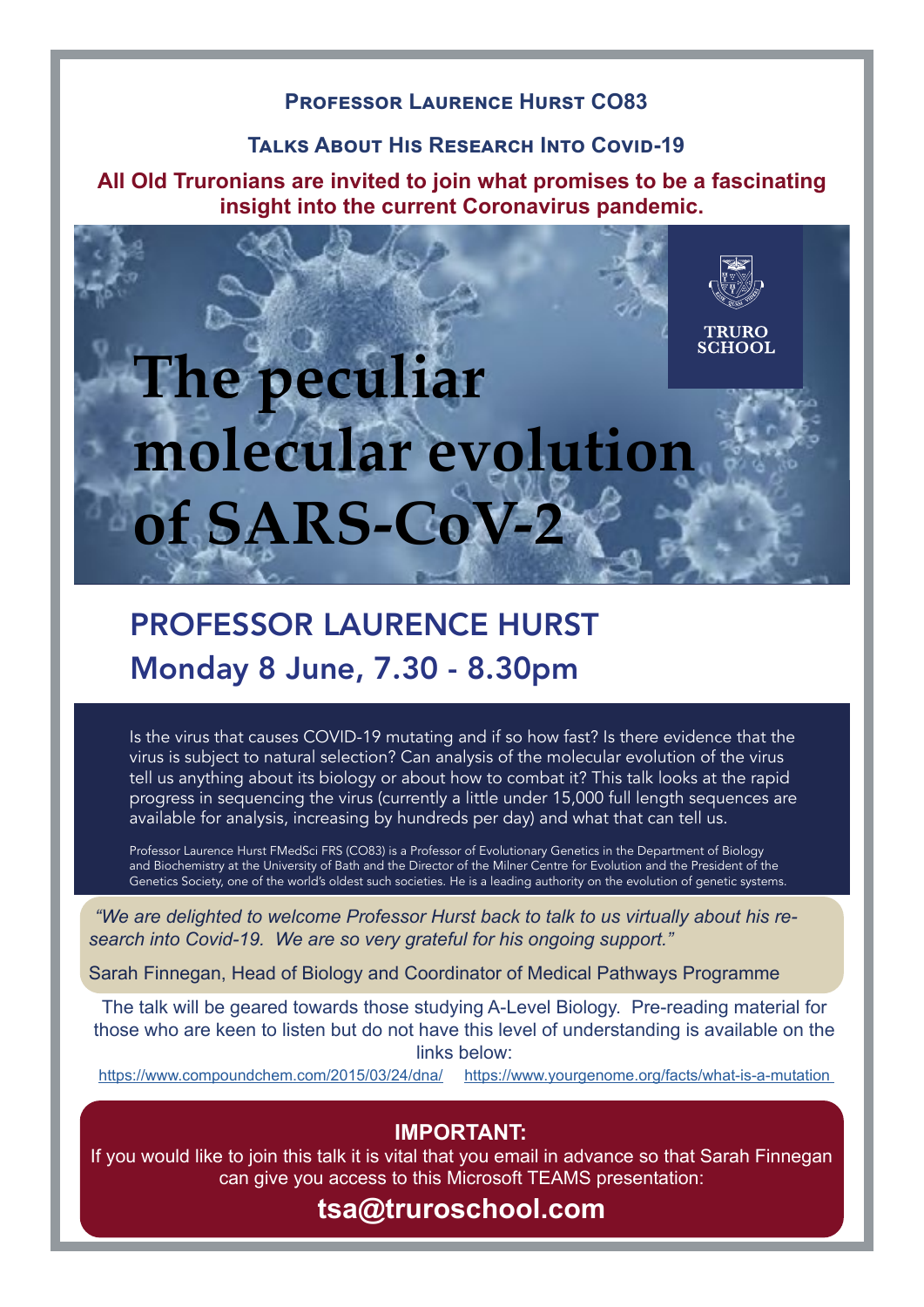## Professor Laurence Hurst CO83

### Talks About His Research Into Covid-19

**All Old Truronians are invited to join what promises to be a fascinating insight into the current Coronavirus pandemic.**

TRURO SCHOOL

# The peculiar molecular evolution of SARS-CoV-2

## PROFESSOR LAURENCE HURST
## Monday 8 June, 7.30 - 8.30pm

Is the virus that causes COVID-19 mutating and if so how fast? Is there evidence that the virus is subject to natural selection? Can analysis of the molecular evolution of the virus tell us anything about its biology or about how to combat it? This talk looks at the rapid progress in sequencing the virus (currently a little under 15,000 full length sequences are available for analysis, increasing by hundreds per day) and what that can tell us.

Professor Laurence Hurst FMedSci FRS (CO83) is a Professor of Evolutionary Genetics in the Department of Biology and Biochemistry at the University of Bath and the Director of the Milner Centre for Evolution and the President of the Genetics Society, one of the world's oldest such societies. He is a leading authority on the evolution of genetic systems.

*"We are delighted to welcome Professor Hurst back to talk to us virtually about his research into Covid-19. We are so very grateful for his ongoing support."*

Sarah Finnegan, Head of Biology and Coordinator of Medical Pathways Programme

The talk will be geared towards those studying A-Level Biology. Pre-reading material for those who are keen to listen but do not have this level of understanding is available on the links below:

https://www.compoundchem.com/2015/03/24/dna/ https://www.yourgenome.org/facts/what-is-a-mutation

**IMPORTANT:**

If you would like to join this talk it is vital that you email in advance so that Sarah Finnegan can give you access to this Microsoft TEAMS presentation:

**tsa@truroschool.com**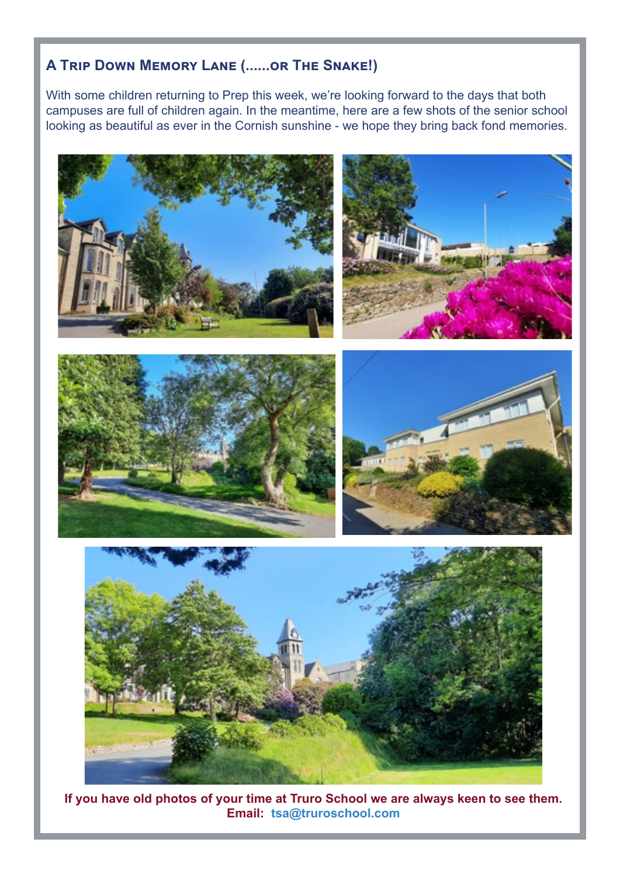## A Trip Down Memory Lane (......or The Snake!)

With some children returning to Prep this week, we're looking forward to the days that both campuses are full of children again. In the meantime, here are a few shots of the senior school looking as beautiful as ever in the Cornish sunshine - we hope they bring back fond memories.

**If you have old photos of your time at Truro School we are always keen to see them.**
**Email: tsa@truroschool.com**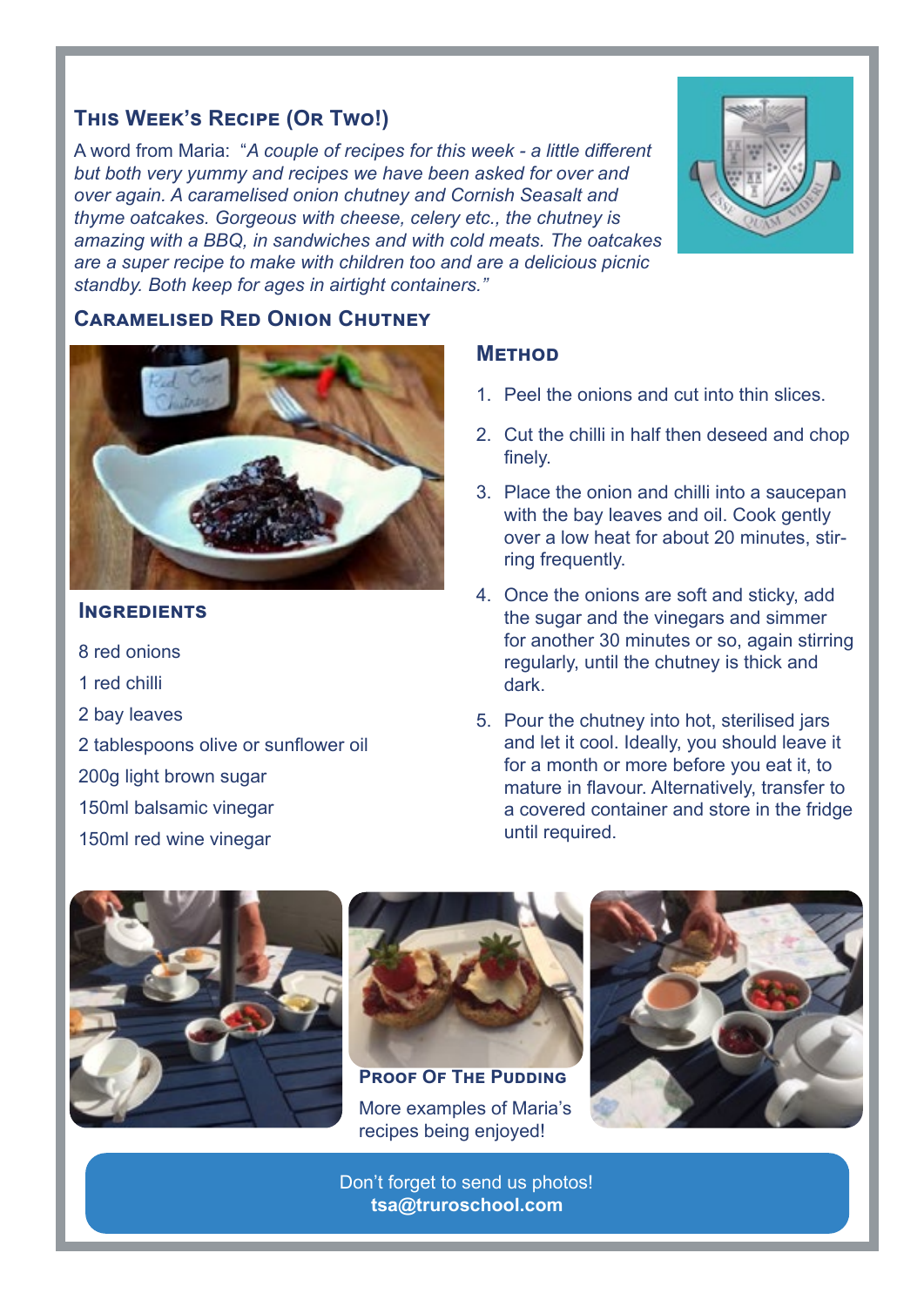## This Week's Recipe (Or Two!)

A word from Maria: "*A couple of recipes for this week - a little different but both very yummy and recipes we have been asked for over and over again. A caramelised onion chutney and Cornish Seasalt and thyme oatcakes. Gorgeous with cheese, celery etc., the chutney is amazing with a BBQ, in sandwiches and with cold meats. The oatcakes are a super recipe to make with children too and are a delicious picnic standby. Both keep for ages in airtight containers.*"

## Caramelised Red Onion Chutney

### Ingredients

8 red onions

1 red chilli

2 bay leaves

2 tablespoons olive or sunflower oil

200g light brown sugar

150ml balsamic vinegar

150ml red wine vinegar

### Method

1. Peel the onions and cut into thin slices.
2. Cut the chilli in half then deseed and chop finely.
3. Place the onion and chilli into a saucepan with the bay leaves and oil. Cook gently over a low heat for about 20 minutes, stirring frequently.
4. Once the onions are soft and sticky, add the sugar and the vinegars and simmer for another 30 minutes or so, again stirring regularly, until the chutney is thick and dark.
5. Pour the chutney into hot, sterilised jars and let it cool. Ideally, you should leave it for a month or more before you eat it, to mature in flavour. Alternatively, transfer to a covered container and store in the fridge until required.

**Proof Of The Pudding**

More examples of Maria's recipes being enjoyed!

Don't forget to send us photos!
**tsa@truroschool.com**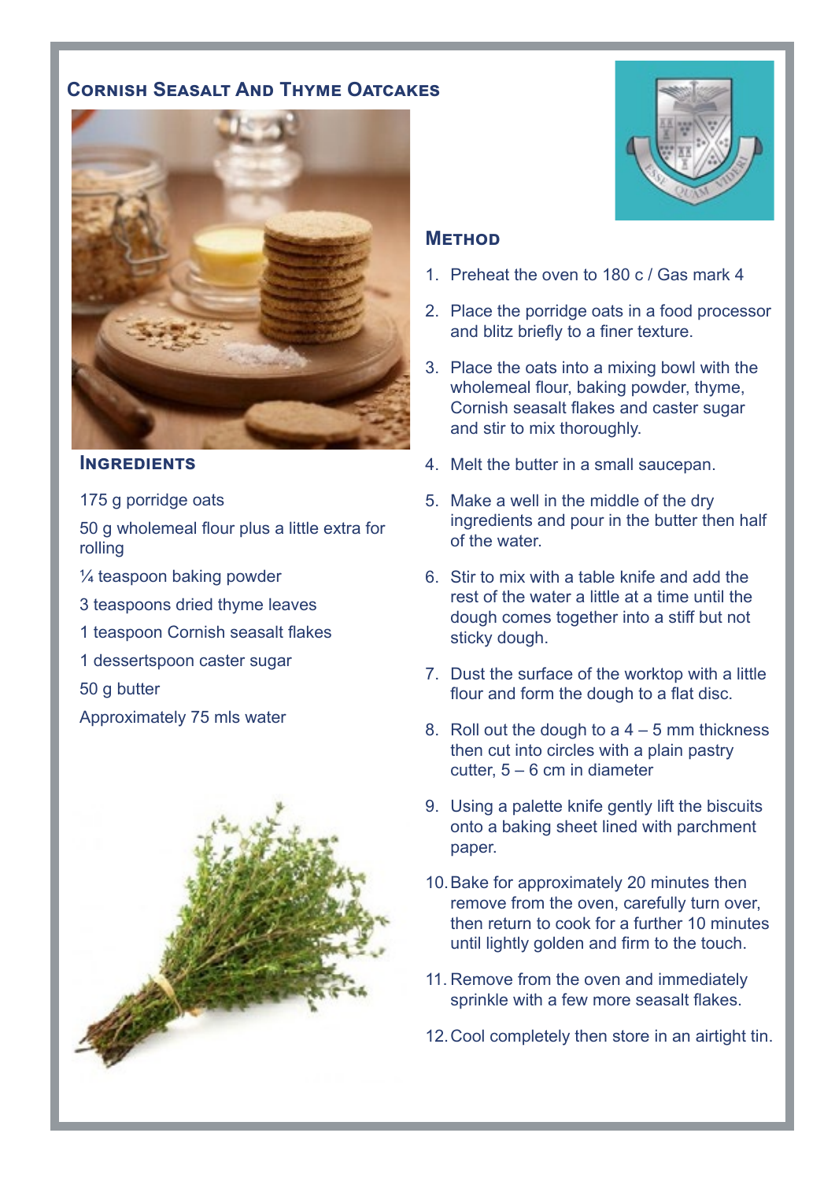## Cornish Seasalt And Thyme Oatcakes

### Ingredients

175 g porridge oats

50 g wholemeal flour plus a little extra for rolling

¼ teaspoon baking powder

3 teaspoons dried thyme leaves

1 teaspoon Cornish seasalt flakes

1 dessertspoon caster sugar

50 g butter

Approximately 75 mls water

### Method

1. Preheat the oven to 180 c / Gas mark 4
2. Place the porridge oats in a food processor and blitz briefly to a finer texture.
3. Place the oats into a mixing bowl with the wholemeal flour, baking powder, thyme, Cornish seasalt flakes and caster sugar and stir to mix thoroughly.
4. Melt the butter in a small saucepan.
5. Make a well in the middle of the dry ingredients and pour in the butter then half of the water.
6. Stir to mix with a table knife and add the rest of the water a little at a time until the dough comes together into a stiff but not sticky dough.
7. Dust the surface of the worktop with a little flour and form the dough to a flat disc.
8. Roll out the dough to a 4 – 5 mm thickness then cut into circles with a plain pastry cutter, 5 – 6 cm in diameter
9. Using a palette knife gently lift the biscuits onto a baking sheet lined with parchment paper.
10. Bake for approximately 20 minutes then remove from the oven, carefully turn over, then return to cook for a further 10 minutes until lightly golden and firm to the touch.
11. Remove from the oven and immediately sprinkle with a few more seasalt flakes.
12. Cool completely then store in an airtight tin.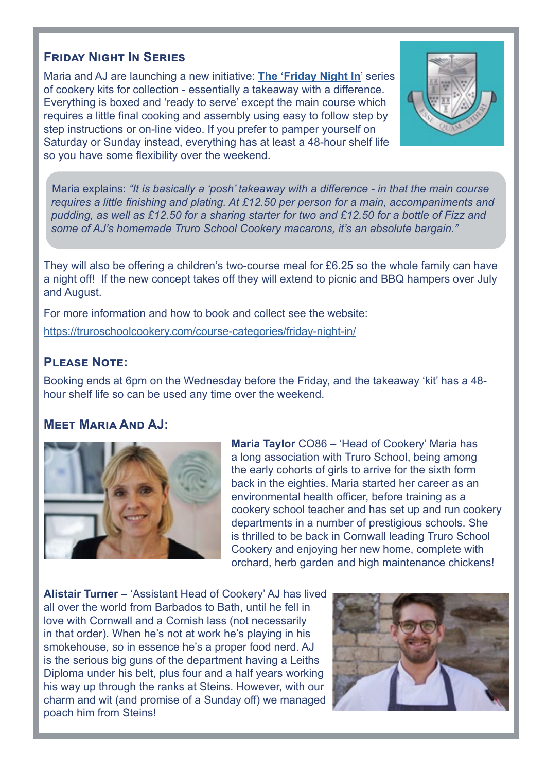## Friday Night In Series

Maria and AJ are launching a new initiative: **[The 'Friday Night In](https://truroschoolcookery.com/course-categories/friday-night-in/)**' series of cookery kits for collection - essentially a takeaway with a difference. Everything is boxed and 'ready to serve' except the main course which requires a little final cooking and assembly using easy to follow step by step instructions or on-line video. If you prefer to pamper yourself on Saturday or Sunday instead, everything has at least a 48-hour shelf life so you have some flexibility over the weekend.

Maria explains: *"It is basically a 'posh' takeaway with a difference - in that the main course requires a little finishing and plating. At £12.50 per person for a main, accompaniments and pudding, as well as £12.50 for a sharing starter for two and £12.50 for a bottle of Fizz and some of AJ's homemade Truro School Cookery macarons, it's an absolute bargain."*

They will also be offering a children's two-course meal for £6.25 so the whole family can have a night off! If the new concept takes off they will extend to picnic and BBQ hampers over July and August.

For more information and how to book and collect see the website:

https://truroschoolcookery.com/course-categories/friday-night-in/

## Please Note:

Booking ends at 6pm on the Wednesday before the Friday, and the takeaway 'kit' has a 48-hour shelf life so can be used any time over the weekend.

## Meet Maria And AJ:

**Maria Taylor** CO86 – 'Head of Cookery' Maria has a long association with Truro School, being among the early cohorts of girls to arrive for the sixth form back in the eighties. Maria started her career as an environmental health officer, before training as a cookery school teacher and has set up and run cookery departments in a number of prestigious schools. She is thrilled to be back in Cornwall leading Truro School Cookery and enjoying her new home, complete with orchard, herb garden and high maintenance chickens!

**Alistair Turner** – 'Assistant Head of Cookery' AJ has lived all over the world from Barbados to Bath, until he fell in love with Cornwall and a Cornish lass (not necessarily in that order). When he's not at work he's playing in his smokehouse, so in essence he's a proper food nerd. AJ is the serious big guns of the department having a Leiths Diploma under his belt, plus four and a half years working his way up through the ranks at Steins. However, with our charm and wit (and promise of a Sunday off) we managed poach him from Steins!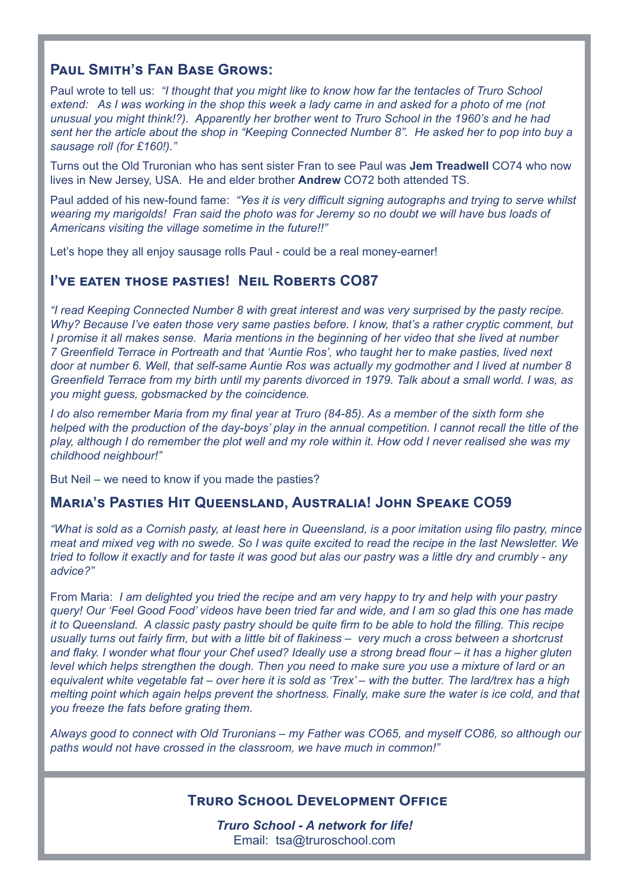## Paul Smith's Fan Base Grows:

Paul wrote to tell us: *"I thought that you might like to know how far the tentacles of Truro School extend: As I was working in the shop this week a lady came in and asked for a photo of me (not unusual you might think!?). Apparently her brother went to Truro School in the 1960's and he had sent her the article about the shop in "Keeping Connected Number 8". He asked her to pop into buy a sausage roll (for £160!)."*

Turns out the Old Truronian who has sent sister Fran to see Paul was **Jem Treadwell** CO74 who now lives in New Jersey, USA. He and elder brother **Andrew** CO72 both attended TS.

Paul added of his new-found fame: *"Yes it is very difficult signing autographs and trying to serve whilst wearing my marigolds! Fran said the photo was for Jeremy so no doubt we will have bus loads of Americans visiting the village sometime in the future!!"*

Let's hope they all enjoy sausage rolls Paul - could be a real money-earner!

## I've eaten those pasties! Neil Roberts CO87

*"I read Keeping Connected Number 8 with great interest and was very surprised by the pasty recipe. Why? Because I've eaten those very same pasties before. I know, that's a rather cryptic comment, but I promise it all makes sense. Maria mentions in the beginning of her video that she lived at number 7 Greenfield Terrace in Portreath and that 'Auntie Ros', who taught her to make pasties, lived next door at number 6. Well, that self-same Auntie Ros was actually my godmother and I lived at number 8 Greenfield Terrace from my birth until my parents divorced in 1979. Talk about a small world. I was, as you might guess, gobsmacked by the coincidence.*

*I do also remember Maria from my final year at Truro (84-85). As a member of the sixth form she helped with the production of the day-boys' play in the annual competition. I cannot recall the title of the play, although I do remember the plot well and my role within it. How odd I never realised she was my childhood neighbour!"*

But Neil – we need to know if you made the pasties?

## Maria's Pasties Hit Queensland, Australia! John Speake CO59

*"What is sold as a Cornish pasty, at least here in Queensland, is a poor imitation using filo pastry, mince meat and mixed veg with no swede. So I was quite excited to read the recipe in the last Newsletter. We tried to follow it exactly and for taste it was good but alas our pastry was a little dry and crumbly - any advice?"*

From Maria: *I am delighted you tried the recipe and am very happy to try and help with your pastry query! Our 'Feel Good Food' videos have been tried far and wide, and I am so glad this one has made it to Queensland. A classic pasty pastry should be quite firm to be able to hold the filling. This recipe usually turns out fairly firm, but with a little bit of flakiness – very much a cross between a shortcrust and flaky. I wonder what flour your Chef used? Ideally use a strong bread flour – it has a higher gluten level which helps strengthen the dough. Then you need to make sure you use a mixture of lard or an equivalent white vegetable fat – over here it is sold as 'Trex' – with the butter. The lard/trex has a high melting point which again helps prevent the shortness. Finally, make sure the water is ice cold, and that you freeze the fats before grating them.*

*Always good to connect with Old Truronians – my Father was CO65, and myself CO86, so although our paths would not have crossed in the classroom, we have much in common!"*

## Truro School Development Office

***Truro School - A network for life!***
Email: tsa@truroschool.com